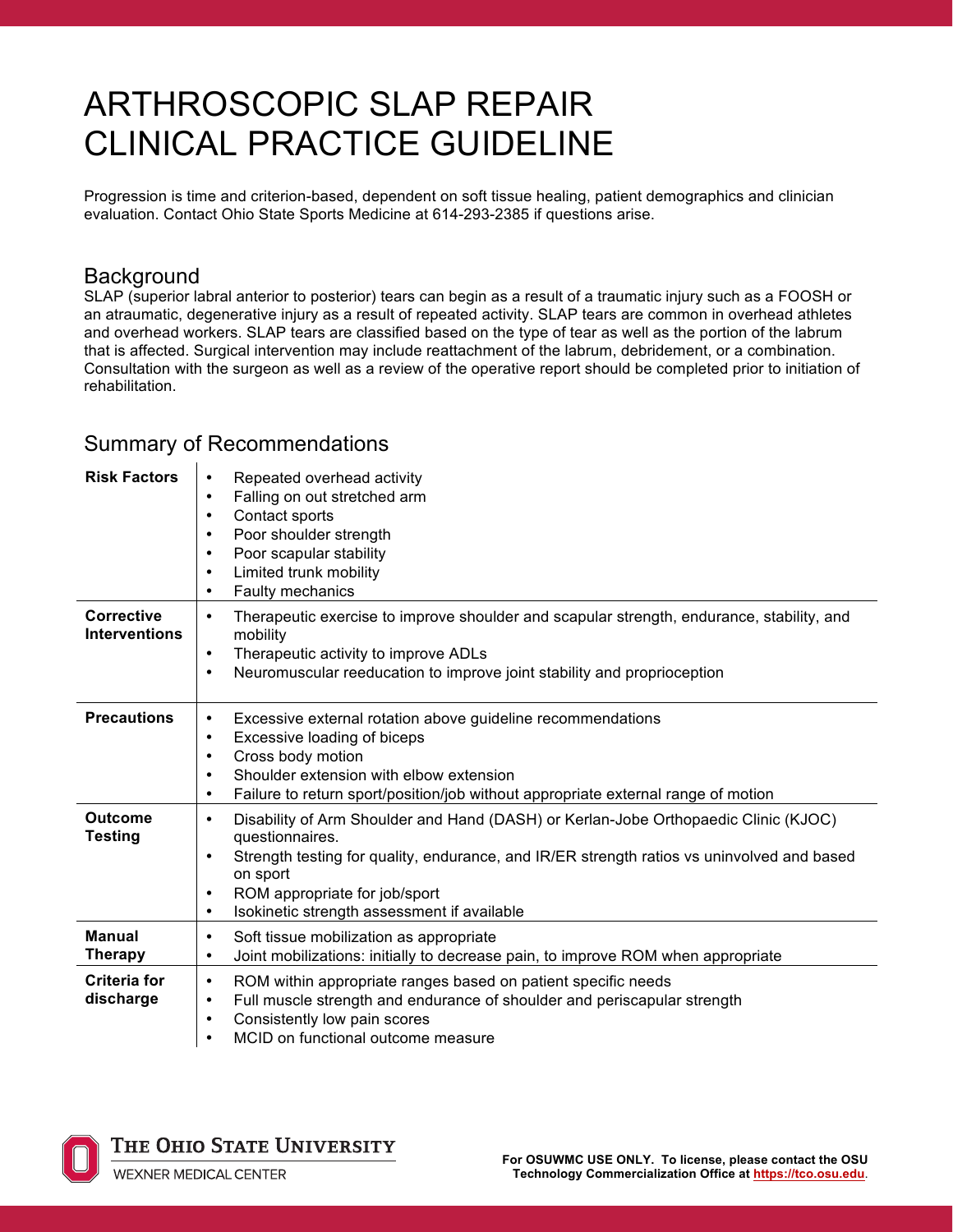# ARTHROSCOPIC SLAP REPAIR CLINICAL PRACTICE GUIDELINE

Progression is time and criterion-based, dependent on soft tissue healing, patient demographics and clinician evaluation. Contact Ohio State Sports Medicine at 614-293-2385 if questions arise.

## Background

SLAP (superior labral anterior to posterior) tears can begin as a result of a traumatic injury such as a FOOSH or an atraumatic, degenerative injury as a result of repeated activity. SLAP tears are common in overhead athletes and overhead workers. SLAP tears are classified based on the type of tear as well as the portion of the labrum that is affected. Surgical intervention may include reattachment of the labrum, debridement, or a combination. Consultation with the surgeon as well as a review of the operative report should be completed prior to initiation of rehabilitation.

## Summary of Recommendations

| | |
|---|---|
| **Risk Factors** | • Repeated overhead activity<br>• Falling on out stretched arm<br>• Contact sports<br>• Poor shoulder strength<br>• Poor scapular stability<br>• Limited trunk mobility<br>• Faulty mechanics |
| **Corrective Interventions** | • Therapeutic exercise to improve shoulder and scapular strength, endurance, stability, and mobility<br>• Therapeutic activity to improve ADLs<br>• Neuromuscular reeducation to improve joint stability and proprioception |
| **Precautions** | • Excessive external rotation above guideline recommendations<br>• Excessive loading of biceps<br>• Cross body motion<br>• Shoulder extension with elbow extension<br>• Failure to return sport/position/job without appropriate external range of motion |
| **Outcome Testing** | • Disability of Arm Shoulder and Hand (DASH) or Kerlan-Jobe Orthopaedic Clinic (KJOC) questionnaires.<br>• Strength testing for quality, endurance, and IR/ER strength ratios vs uninvolved and based on sport<br>• ROM appropriate for job/sport<br>• Isokinetic strength assessment if available |
| **Manual Therapy** | • Soft tissue mobilization as appropriate<br>• Joint mobilizations: initially to decrease pain, to improve ROM when appropriate |
| **Criteria for discharge** | • ROM within appropriate ranges based on patient specific needs<br>• Full muscle strength and endurance of shoulder and periscapular strength<br>• Consistently low pain scores<br>• MCID on functional outcome measure |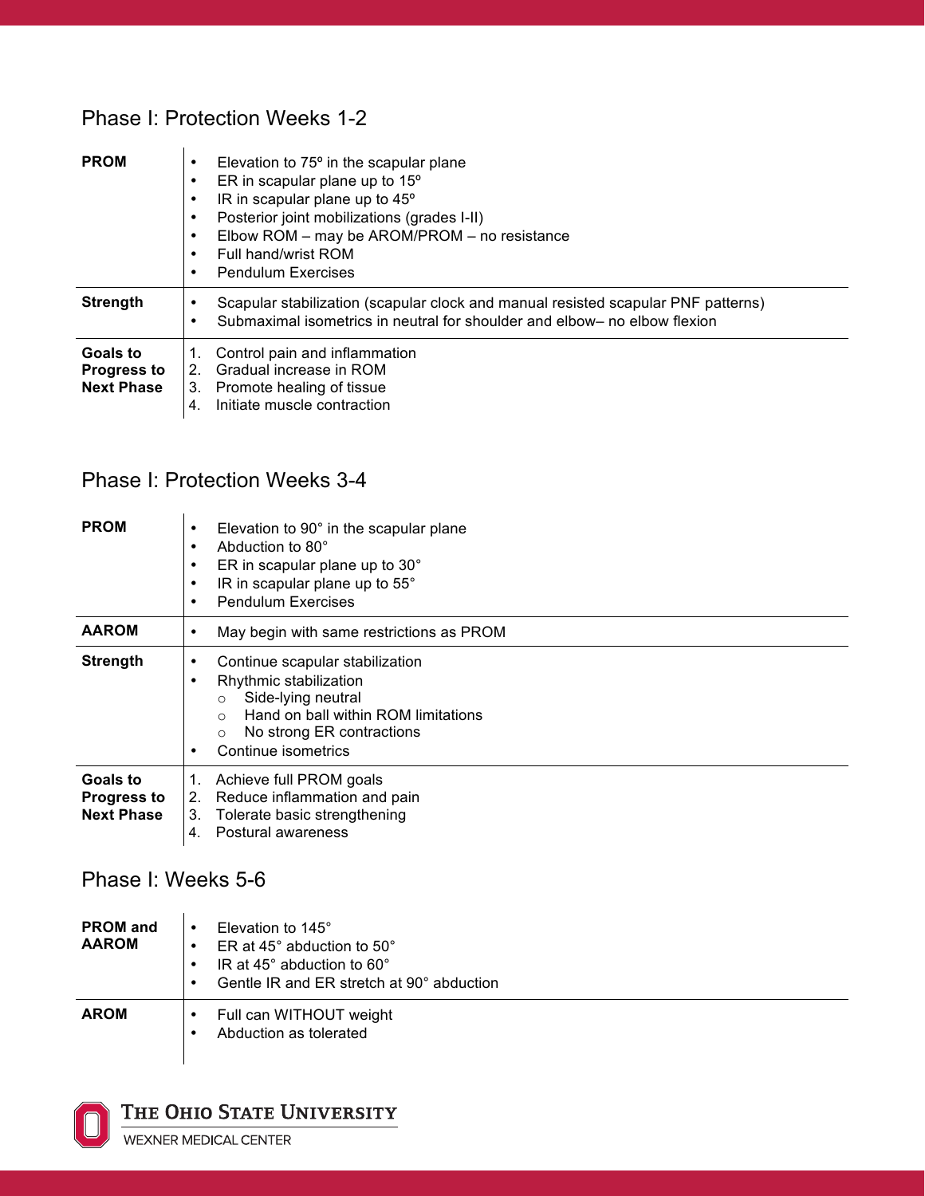## Phase I: Protection Weeks 1-2

| | |
|---|---|
| **PROM** | • Elevation to 75º in the scapular plane<br>• ER in scapular plane up to 15º<br>• IR in scapular plane up to 45º<br>• Posterior joint mobilizations (grades I-II)<br>• Elbow ROM – may be AROM/PROM – no resistance<br>• Full hand/wrist ROM<br>• Pendulum Exercises |
| **Strength** | • Scapular stabilization (scapular clock and manual resisted scapular PNF patterns)<br>• Submaximal isometrics in neutral for shoulder and elbow– no elbow flexion |
| **Goals to Progress to Next Phase** | 1. Control pain and inflammation<br>2. Gradual increase in ROM<br>3. Promote healing of tissue<br>4. Initiate muscle contraction |

## Phase I: Protection Weeks 3-4

| | |
|---|---|
| **PROM** | • Elevation to 90° in the scapular plane<br>• Abduction to 80°<br>• ER in scapular plane up to 30°<br>• IR in scapular plane up to 55°<br>• Pendulum Exercises |
| **AAROM** | • May begin with same restrictions as PROM |
| **Strength** | • Continue scapular stabilization<br>• Rhythmic stabilization<br>  ○ Side-lying neutral<br>  ○ Hand on ball within ROM limitations<br>  ○ No strong ER contractions<br>• Continue isometrics |
| **Goals to Progress to Next Phase** | 1. Achieve full PROM goals<br>2. Reduce inflammation and pain<br>3. Tolerate basic strengthening<br>4. Postural awareness |

## Phase I: Weeks 5-6

| | |
|---|---|
| **PROM and AAROM** | • Elevation to 145°<br>• ER at 45° abduction to 50°<br>• IR at 45° abduction to 60°<br>• Gentle IR and ER stretch at 90° abduction |
| **AROM** | • Full can WITHOUT weight<br>• Abduction as tolerated |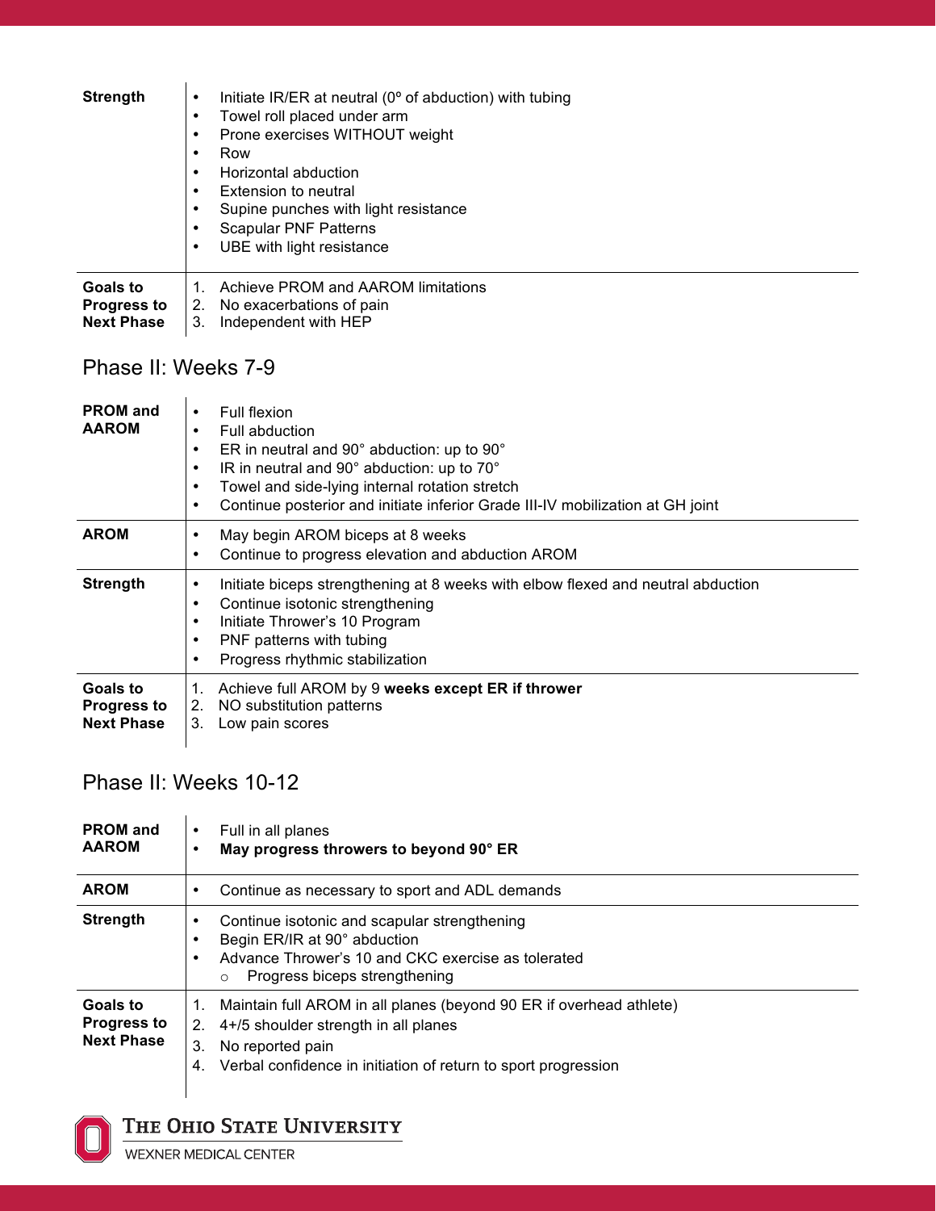| | |
|---|---|
| **Strength** | • Initiate IR/ER at neutral (0º of abduction) with tubing<br>• Towel roll placed under arm<br>• Prone exercises WITHOUT weight<br>• Row<br>• Horizontal abduction<br>• Extension to neutral<br>• Supine punches with light resistance<br>• Scapular PNF Patterns<br>• UBE with light resistance |
| **Goals to Progress to Next Phase** | 1. Achieve PROM and AAROM limitations<br>2. No exacerbations of pain<br>3. Independent with HEP |

## Phase II: Weeks 7-9

| | |
|---|---|
| **PROM and AAROM** | • Full flexion<br>• Full abduction<br>• ER in neutral and 90° abduction: up to 90°<br>• IR in neutral and 90° abduction: up to 70°<br>• Towel and side-lying internal rotation stretch<br>• Continue posterior and initiate inferior Grade III-IV mobilization at GH joint |
| **AROM** | • May begin AROM biceps at 8 weeks<br>• Continue to progress elevation and abduction AROM |
| **Strength** | • Initiate biceps strengthening at 8 weeks with elbow flexed and neutral abduction<br>• Continue isotonic strengthening<br>• Initiate Thrower's 10 Program<br>• PNF patterns with tubing<br>• Progress rhythmic stabilization |
| **Goals to Progress to Next Phase** | 1. Achieve full AROM by 9 **weeks except ER if thrower**<br>2. NO substitution patterns<br>3. Low pain scores |

## Phase II: Weeks 10-12

| | |
|---|---|
| **PROM and AAROM** | • Full in all planes<br>• **May progress throwers to beyond 90° ER** |
| **AROM** | • Continue as necessary to sport and ADL demands |
| **Strength** | • Continue isotonic and scapular strengthening<br>• Begin ER/IR at 90° abduction<br>• Advance Thrower's 10 and CKC exercise as tolerated<br>&nbsp;&nbsp;&nbsp;&nbsp;○ Progress biceps strengthening |
| **Goals to Progress to Next Phase** | 1. Maintain full AROM in all planes (beyond 90 ER if overhead athlete)<br>2. 4+/5 shoulder strength in all planes<br>3. No reported pain<br>4. Verbal confidence in initiation of return to sport progression |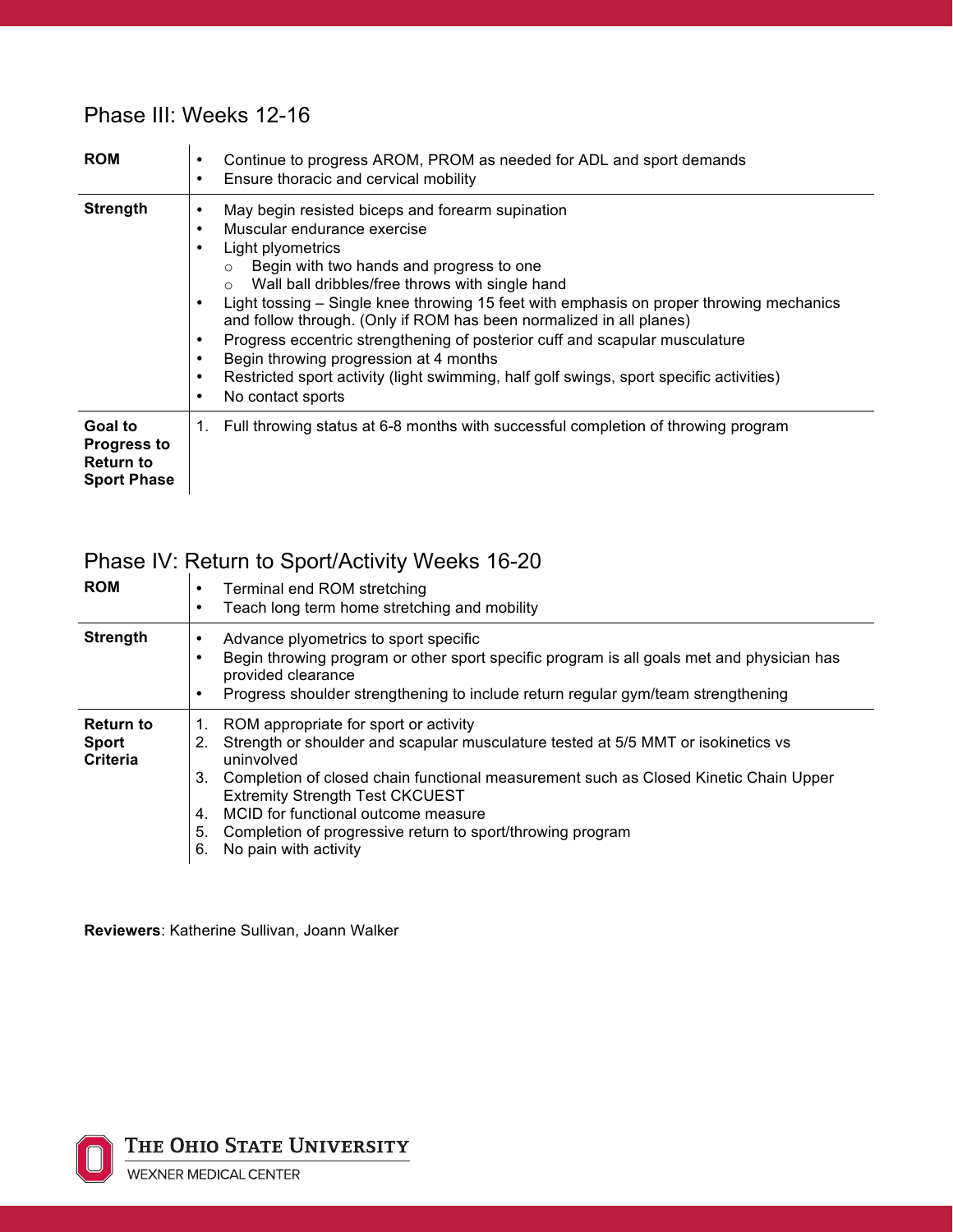## Phase III: Weeks 12-16

| | |
|---|---|
| **ROM** | • Continue to progress AROM, PROM as needed for ADL and sport demands<br>• Ensure thoracic and cervical mobility |
| **Strength** | • May begin resisted biceps and forearm supination<br>• Muscular endurance exercise<br>• Light plyometrics<br>&nbsp;&nbsp;○ Begin with two hands and progress to one<br>&nbsp;&nbsp;○ Wall ball dribbles/free throws with single hand<br>• Light tossing – Single knee throwing 15 feet with emphasis on proper throwing mechanics and follow through. (Only if ROM has been normalized in all planes)<br>• Progress eccentric strengthening of posterior cuff and scapular musculature<br>• Begin throwing progression at 4 months<br>• Restricted sport activity (light swimming, half golf swings, sport specific activities)<br>• No contact sports |
| **Goal to Progress to Return to Sport Phase** | 1. Full throwing status at 6-8 months with successful completion of throwing program |

## Phase IV: Return to Sport/Activity Weeks 16-20

| | |
|---|---|
| **ROM** | • Terminal end ROM stretching<br>• Teach long term home stretching and mobility |
| **Strength** | • Advance plyometrics to sport specific<br>• Begin throwing program or other sport specific program is all goals met and physician has provided clearance<br>• Progress shoulder strengthening to include return regular gym/team strengthening |
| **Return to Sport Criteria** | 1. ROM appropriate for sport or activity<br>2. Strength or shoulder and scapular musculature tested at 5/5 MMT or isokinetics vs uninvolved<br>3. Completion of closed chain functional measurement such as Closed Kinetic Chain Upper Extremity Strength Test CKCUEST<br>4. MCID for functional outcome measure<br>5. Completion of progressive return to sport/throwing program<br>6. No pain with activity |

**Reviewers**: Katherine Sullivan, Joann Walker